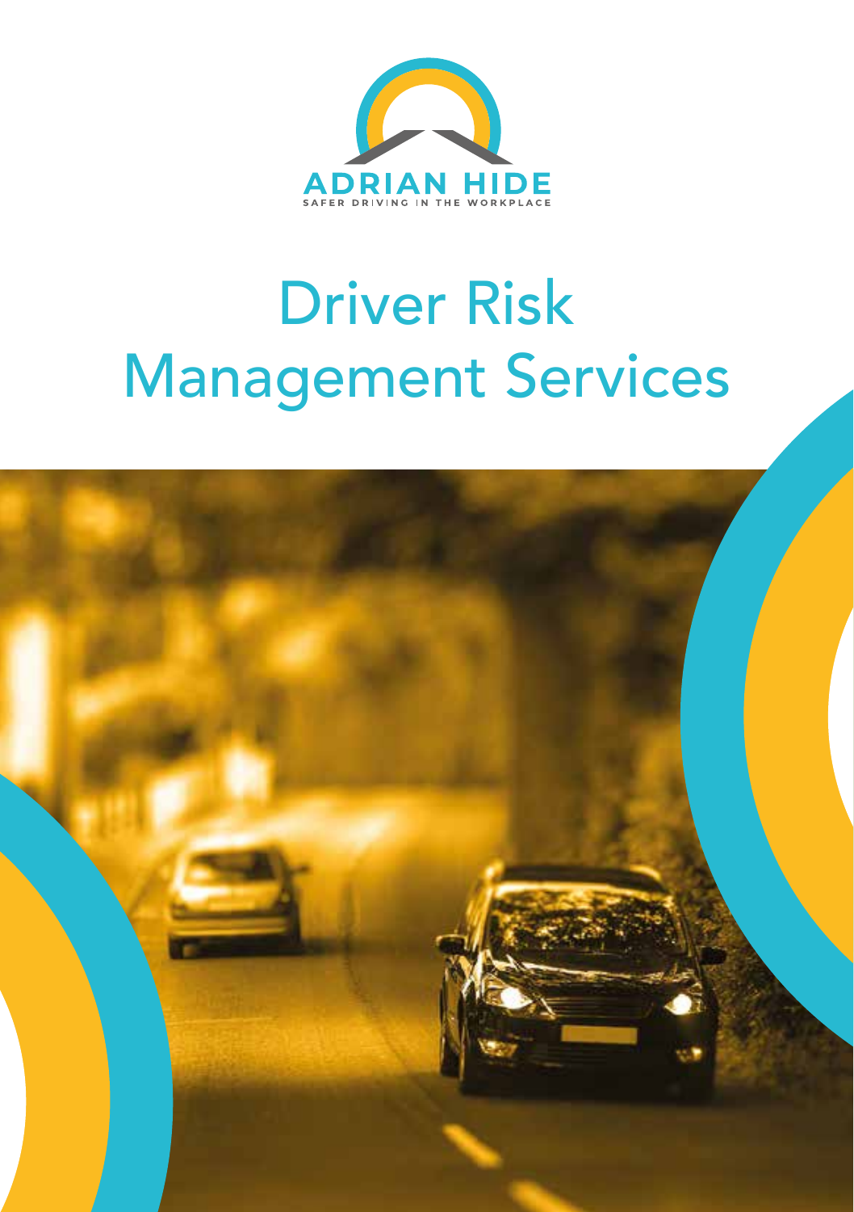ADRIAN HIDE

SAFER DRIVING IN THE WORKPLACE

# Driver Risk Management Services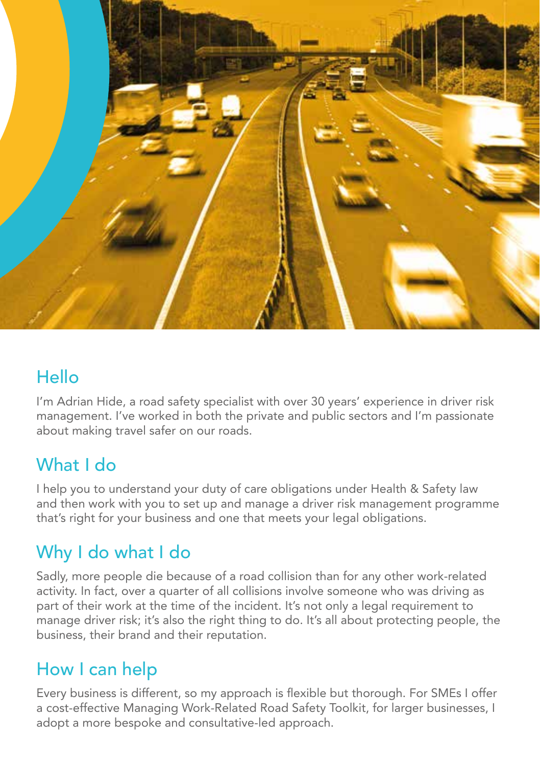## Hello

I'm Adrian Hide, a road safety specialist with over 30 years' experience in driver risk management. I've worked in both the private and public sectors and I'm passionate about making travel safer on our roads.

## What I do

I help you to understand your duty of care obligations under Health & Safety law and then work with you to set up and manage a driver risk management programme that's right for your business and one that meets your legal obligations.

## Why I do what I do

Sadly, more people die because of a road collision than for any other work-related activity. In fact, over a quarter of all collisions involve someone who was driving as part of their work at the time of the incident. It's not only a legal requirement to manage driver risk; it's also the right thing to do. It's all about protecting people, the business, their brand and their reputation.

## How I can help

Every business is different, so my approach is flexible but thorough. For SMEs I offer a cost-effective Managing Work-Related Road Safety Toolkit, for larger businesses, I adopt a more bespoke and consultative-led approach.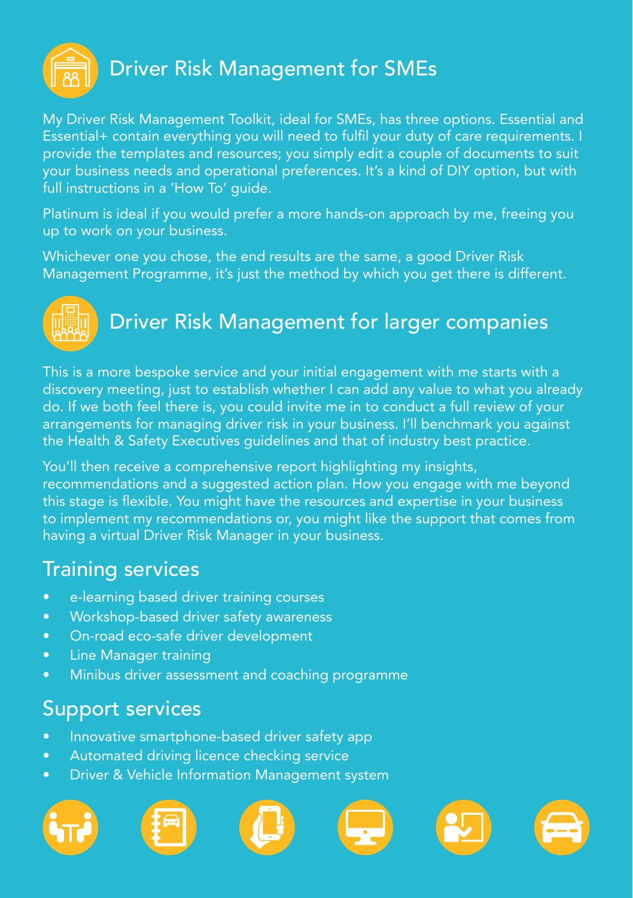## Driver Risk Management for SMEs

My Driver Risk Management Toolkit, ideal for SMEs, has three options. Essential and Essential+ contain everything you will need to fulfil your duty of care requirements. I provide the templates and resources; you simply edit a couple of documents to suit your business needs and operational preferences. It's a kind of DIY option, but with full instructions in a 'How To' guide.

Platinum is ideal if you would prefer a more hands-on approach by me, freeing you up to work on your business.

Whichever one you chose, the end results are the same, a good Driver Risk Management Programme, it's just the method by which you get there is different.

## Driver Risk Management for larger companies

This is a more bespoke service and your initial engagement with me starts with a discovery meeting, just to establish whether I can add any value to what you already do. If we both feel there is, you could invite me in to conduct a full review of your arrangements for managing driver risk in your business. I'll benchmark you against the Health & Safety Executives guidelines and that of industry best practice.

You'll then receive a comprehensive report highlighting my insights, recommendations and a suggested action plan. How you engage with me beyond this stage is flexible. You might have the resources and expertise in your business to implement my recommendations or, you might like the support that comes from having a virtual Driver Risk Manager in your business.

## Training services

- e-learning based driver training courses
- Workshop-based driver safety awareness
- On-road eco-safe driver development
- Line Manager training
- Minibus driver assessment and coaching programme

## Support services

- Innovative smartphone-based driver safety app
- Automated driving licence checking service
- Driver & Vehicle Information Management system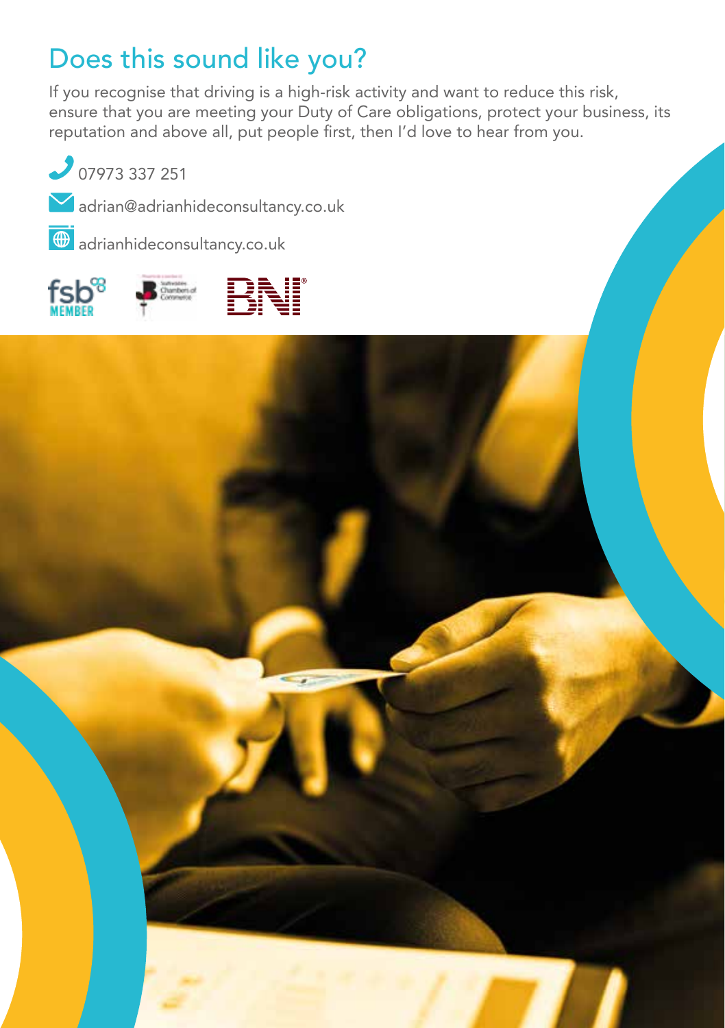# Does this sound like you?

If you recognise that driving is a high-risk activity and want to reduce this risk, ensure that you are meeting your Duty of Care obligations, protect your business, its reputation and above all, put people first, then I'd love to hear from you.

07973 337 251

adrian@adrianhideconsultancy.co.uk

adrianhideconsultancy.co.uk